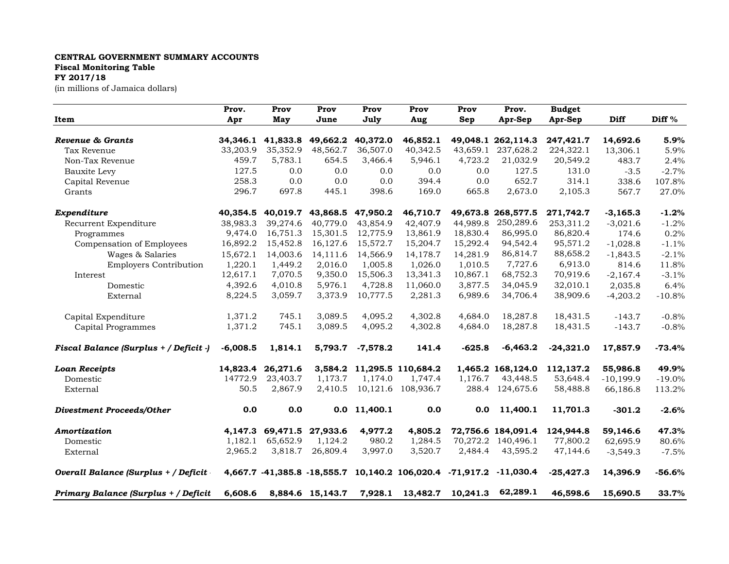**CENTRAL GOVERNMENT SUMMARY ACCOUNTS**
**Fiscal Monitoring Table**
**FY 2017/18**
(in millions of Jamaica dollars)

| Item | Prov. Apr | Prov May | Prov June | Prov July | Prov Aug | Prov Sep | Prov. Apr-Sep | Budget Apr-Sep | Diff | Diff % |
|---|---|---|---|---|---|---|---|---|---|---|
| ***Revenue & Grants*** | **34,346.1** | **41,833.8** | **49,662.2** | **40,372.0** | **46,852.1** | **49,048.1** | **262,114.3** | **247,421.7** | **14,692.6** | **5.9%** |
| Tax Revenue | 33,203.9 | 35,352.9 | 48,562.7 | 36,507.0 | 40,342.5 | 43,659.1 | 237,628.2 | 224,322.1 | 13,306.1 | 5.9% |
| Non-Tax Revenue | 459.7 | 5,783.1 | 654.5 | 3,466.4 | 5,946.1 | 4,723.2 | 21,032.9 | 20,549.2 | 483.7 | 2.4% |
| Bauxite Levy | 127.5 | 0.0 | 0.0 | 0.0 | 0.0 | 0.0 | 127.5 | 131.0 | -3.5 | -2.7% |
| Capital Revenue | 258.3 | 0.0 | 0.0 | 0.0 | 394.4 | 0.0 | 652.7 | 314.1 | 338.6 | 107.8% |
| Grants | 296.7 | 697.8 | 445.1 | 398.6 | 169.0 | 665.8 | 2,673.0 | 2,105.3 | 567.7 | 27.0% |
| ***Expenditure*** | **40,354.5** | **40,019.7** | **43,868.5** | **47,950.2** | **46,710.7** | **49,673.8** | **268,577.5** | **271,742.7** | **-3,165.3** | **-1.2%** |
| Recurrent Expenditure | 38,983.3 | 39,274.6 | 40,779.0 | 43,854.9 | 42,407.9 | 44,989.8 | 250,289.6 | 253,311.2 | -3,021.6 | -1.2% |
| Programmes | 9,474.0 | 16,751.3 | 15,301.5 | 12,775.9 | 13,861.9 | 18,830.4 | 86,995.0 | 86,820.4 | 174.6 | 0.2% |
| Compensation of Employees | 16,892.2 | 15,452.8 | 16,127.6 | 15,572.7 | 15,204.7 | 15,292.4 | 94,542.4 | 95,571.2 | -1,028.8 | -1.1% |
| Wages & Salaries | 15,672.1 | 14,003.6 | 14,111.6 | 14,566.9 | 14,178.7 | 14,281.9 | 86,814.7 | 88,658.2 | -1,843.5 | -2.1% |
| Employers Contribution | 1,220.1 | 1,449.2 | 2,016.0 | 1,005.8 | 1,026.0 | 1,010.5 | 7,727.6 | 6,913.0 | 814.6 | 11.8% |
| Interest | 12,617.1 | 7,070.5 | 9,350.0 | 15,506.3 | 13,341.3 | 10,867.1 | 68,752.3 | 70,919.6 | -2,167.4 | -3.1% |
| Domestic | 4,392.6 | 4,010.8 | 5,976.1 | 4,728.8 | 11,060.0 | 3,877.5 | 34,045.9 | 32,010.1 | 2,035.8 | 6.4% |
| External | 8,224.5 | 3,059.7 | 3,373.9 | 10,777.5 | 2,281.3 | 6,989.6 | 34,706.4 | 38,909.6 | -4,203.2 | -10.8% |
| Capital Expenditure | 1,371.2 | 745.1 | 3,089.5 | 4,095.2 | 4,302.8 | 4,684.0 | 18,287.8 | 18,431.5 | -143.7 | -0.8% |
| Capital Programmes | 1,371.2 | 745.1 | 3,089.5 | 4,095.2 | 4,302.8 | 4,684.0 | 18,287.8 | 18,431.5 | -143.7 | -0.8% |
| ***Fiscal Balance (Surplus + / Deficit -)*** | **-6,008.5** | **1,814.1** | **5,793.7** | **-7,578.2** | **141.4** | **-625.8** | **-6,463.2** | **-24,321.0** | **17,857.9** | **-73.4%** |
| ***Loan Receipts*** | **14,823.4** | **26,271.6** | **3,584.2** | **11,295.5** | **110,684.2** | **1,465.2** | **168,124.0** | **112,137.2** | **55,986.8** | **49.9%** |
| Domestic | 14772.9 | 23,403.7 | 1,173.7 | 1,174.0 | 1,747.4 | 1,176.7 | 43,448.5 | 53,648.4 | -10,199.9 | -19.0% |
| External | 50.5 | 2,867.9 | 2,410.5 | 10,121.6 | 108,936.7 | 288.4 | 124,675.6 | 58,488.8 | 66,186.8 | 113.2% |
| ***Divestment Proceeds/Other*** | **0.0** | **0.0** | **0.0** | **11,400.1** | **0.0** | **0.0** | **11,400.1** | **11,701.3** | **-301.2** | **-2.6%** |
| ***Amortization*** | **4,147.3** | **69,471.5** | **27,933.6** | **4,977.2** | **4,805.2** | **72,756.6** | **184,091.4** | **124,944.8** | **59,146.6** | **47.3%** |
| Domestic | 1,182.1 | 65,652.9 | 1,124.2 | 980.2 | 1,284.5 | 70,272.2 | 140,496.1 | 77,800.2 | 62,695.9 | 80.6% |
| External | 2,965.2 | 3,818.7 | 26,809.4 | 3,997.0 | 3,520.7 | 2,484.4 | 43,595.2 | 47,144.6 | -3,549.3 | -7.5% |
| ***Overall Balance (Surplus + / Deficit -)*** | **4,667.7** | **-41,385.8** | **-18,555.7** | **10,140.2** | **106,020.4** | **-71,917.2** | **-11,030.4** | **-25,427.3** | **14,396.9** | **-56.6%** |
| ***Primary Balance (Surplus + / Deficit -)*** | **6,608.6** | **8,884.6** | **15,143.7** | **7,928.1** | **13,482.7** | **10,241.3** | **62,289.1** | **46,598.6** | **15,690.5** | **33.7%** |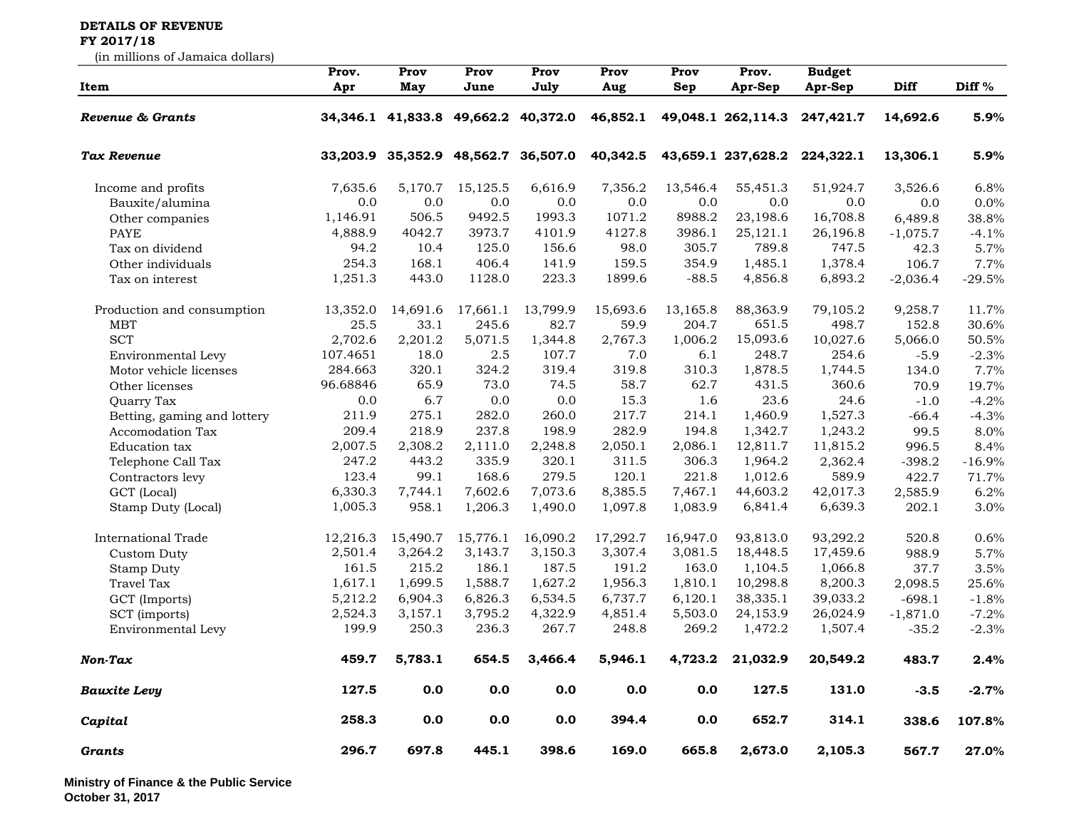**DETAILS OF REVENUE**
**FY 2017/18**
(in millions of Jamaica dollars)

| Item | Prov. Apr | Prov May | Prov June | Prov July | Prov Aug | Prov Sep | Prov. Apr-Sep | Budget Apr-Sep | Diff | Diff % |
|---|---|---|---|---|---|---|---|---|---|---|
| ***Revenue & Grants*** | **34,346.1** | **41,833.8** | **49,662.2** | **40,372.0** | **46,852.1** | **49,048.1** | **262,114.3** | **247,421.7** | **14,692.6** | **5.9%** |
| ***Tax Revenue*** | **33,203.9** | **35,352.9** | **48,562.7** | **36,507.0** | **40,342.5** | **43,659.1** | **237,628.2** | **224,322.1** | **13,306.1** | **5.9%** |
| Income and profits | 7,635.6 | 5,170.7 | 15,125.5 | 6,616.9 | 7,356.2 | 13,546.4 | 55,451.3 | 51,924.7 | 3,526.6 | 6.8% |
| Bauxite/alumina | 0.0 | 0.0 | 0.0 | 0.0 | 0.0 | 0.0 | 0.0 | 0.0 | 0.0 | 0.0% |
| Other companies | 1,146.91 | 506.5 | 9492.5 | 1993.3 | 1071.2 | 8988.2 | 23,198.6 | 16,708.8 | 6,489.8 | 38.8% |
| PAYE | 4,888.9 | 4042.7 | 3973.7 | 4101.9 | 4127.8 | 3986.1 | 25,121.1 | 26,196.8 | -1,075.7 | -4.1% |
| Tax on dividend | 94.2 | 10.4 | 125.0 | 156.6 | 98.0 | 305.7 | 789.8 | 747.5 | 42.3 | 5.7% |
| Other individuals | 254.3 | 168.1 | 406.4 | 141.9 | 159.5 | 354.9 | 1,485.1 | 1,378.4 | 106.7 | 7.7% |
| Tax on interest | 1,251.3 | 443.0 | 1128.0 | 223.3 | 1899.6 | -88.5 | 4,856.8 | 6,893.2 | -2,036.4 | -29.5% |
| Production and consumption | 13,352.0 | 14,691.6 | 17,661.1 | 13,799.9 | 15,693.6 | 13,165.8 | 88,363.9 | 79,105.2 | 9,258.7 | 11.7% |
| MBT | 25.5 | 33.1 | 245.6 | 82.7 | 59.9 | 204.7 | 651.5 | 498.7 | 152.8 | 30.6% |
| SCT | 2,702.6 | 2,201.2 | 5,071.5 | 1,344.8 | 2,767.3 | 1,006.2 | 15,093.6 | 10,027.6 | 5,066.0 | 50.5% |
| Environmental Levy | 107.4651 | 18.0 | 2.5 | 107.7 | 7.0 | 6.1 | 248.7 | 254.6 | -5.9 | -2.3% |
| Motor vehicle licenses | 284.663 | 320.1 | 324.2 | 319.4 | 319.8 | 310.3 | 1,878.5 | 1,744.5 | 134.0 | 7.7% |
| Other licenses | 96.68846 | 65.9 | 73.0 | 74.5 | 58.7 | 62.7 | 431.5 | 360.6 | 70.9 | 19.7% |
| Quarry Tax | 0.0 | 6.7 | 0.0 | 0.0 | 15.3 | 1.6 | 23.6 | 24.6 | -1.0 | -4.2% |
| Betting, gaming and lottery | 211.9 | 275.1 | 282.0 | 260.0 | 217.7 | 214.1 | 1,460.9 | 1,527.3 | -66.4 | -4.3% |
| Accomodation Tax | 209.4 | 218.9 | 237.8 | 198.9 | 282.9 | 194.8 | 1,342.7 | 1,243.2 | 99.5 | 8.0% |
| Education tax | 2,007.5 | 2,308.2 | 2,111.0 | 2,248.8 | 2,050.1 | 2,086.1 | 12,811.7 | 11,815.2 | 996.5 | 8.4% |
| Telephone Call Tax | 247.2 | 443.2 | 335.9 | 320.1 | 311.5 | 306.3 | 1,964.2 | 2,362.4 | -398.2 | -16.9% |
| Contractors levy | 123.4 | 99.1 | 168.6 | 279.5 | 120.1 | 221.8 | 1,012.6 | 589.9 | 422.7 | 71.7% |
| GCT (Local) | 6,330.3 | 7,744.1 | 7,602.6 | 7,073.6 | 8,385.5 | 7,467.1 | 44,603.2 | 42,017.3 | 2,585.9 | 6.2% |
| Stamp Duty (Local) | 1,005.3 | 958.1 | 1,206.3 | 1,490.0 | 1,097.8 | 1,083.9 | 6,841.4 | 6,639.3 | 202.1 | 3.0% |
| International Trade | 12,216.3 | 15,490.7 | 15,776.1 | 16,090.2 | 17,292.7 | 16,947.0 | 93,813.0 | 93,292.2 | 520.8 | 0.6% |
| Custom Duty | 2,501.4 | 3,264.2 | 3,143.7 | 3,150.3 | 3,307.4 | 3,081.5 | 18,448.5 | 17,459.6 | 988.9 | 5.7% |
| Stamp Duty | 161.5 | 215.2 | 186.1 | 187.5 | 191.2 | 163.0 | 1,104.5 | 1,066.8 | 37.7 | 3.5% |
| Travel Tax | 1,617.1 | 1,699.5 | 1,588.7 | 1,627.2 | 1,956.3 | 1,810.1 | 10,298.8 | 8,200.3 | 2,098.5 | 25.6% |
| GCT (Imports) | 5,212.2 | 6,904.3 | 6,826.3 | 6,534.5 | 6,737.7 | 6,120.1 | 38,335.1 | 39,033.2 | -698.1 | -1.8% |
| SCT (imports) | 2,524.3 | 3,157.1 | 3,795.2 | 4,322.9 | 4,851.4 | 5,503.0 | 24,153.9 | 26,024.9 | -1,871.0 | -7.2% |
| Environmental Levy | 199.9 | 250.3 | 236.3 | 267.7 | 248.8 | 269.2 | 1,472.2 | 1,507.4 | -35.2 | -2.3% |
| ***Non-Tax*** | **459.7** | **5,783.1** | **654.5** | **3,466.4** | **5,946.1** | **4,723.2** | **21,032.9** | **20,549.2** | **483.7** | **2.4%** |
| ***Bauxite Levy*** | **127.5** | **0.0** | **0.0** | **0.0** | **0.0** | **0.0** | **127.5** | **131.0** | **-3.5** | **-2.7%** |
| ***Capital*** | **258.3** | **0.0** | **0.0** | **0.0** | **394.4** | **0.0** | **652.7** | **314.1** | **338.6** | **107.8%** |
| ***Grants*** | **296.7** | **697.8** | **445.1** | **398.6** | **169.0** | **665.8** | **2,673.0** | **2,105.3** | **567.7** | **27.0%** |

**Ministry of Finance & the Public Service**
**October 31, 2017**